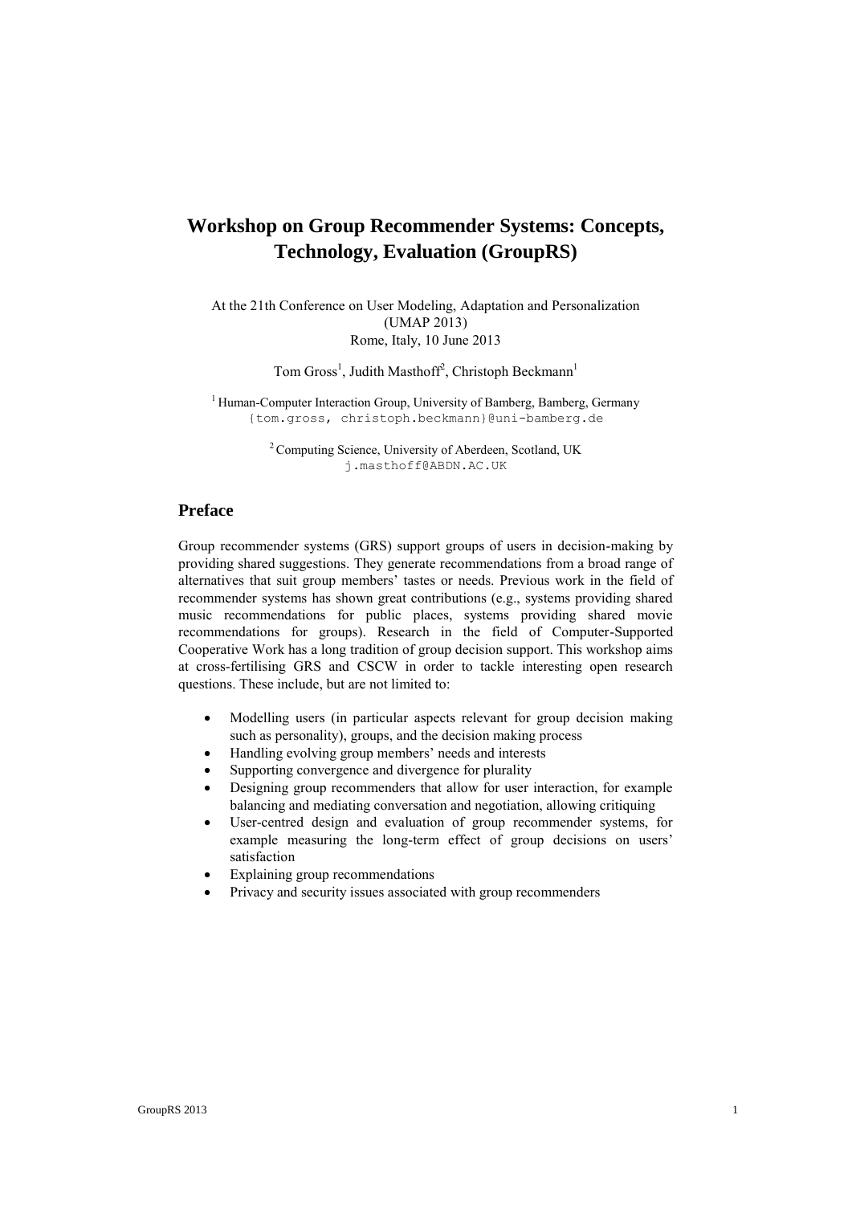# Workshop on Group Recommender Systems: Concepts, Technology, Evaluation (GroupRS)

At the 21th Conference on User Modeling, Adaptation and Personalization (UMAP 2013)
Rome, Italy, 10 June 2013

Tom Gross[1], Judith Masthoff[2], Christoph Beckmann[1]

[1] Human-Computer Interaction Group, University of Bamberg, Bamberg, Germany
{tom.gross, christoph.beckmann}@uni-bamberg.de

[2] Computing Science, University of Aberdeen, Scotland, UK
j.masthoff@ABDN.AC.UK

## Preface

Group recommender systems (GRS) support groups of users in decision-making by providing shared suggestions. They generate recommendations from a broad range of alternatives that suit group members' tastes or needs. Previous work in the field of recommender systems has shown great contributions (e.g., systems providing shared music recommendations for public places, systems providing shared movie recommendations for groups). Research in the field of Computer-Supported Cooperative Work has a long tradition of group decision support. This workshop aims at cross-fertilising GRS and CSCW in order to tackle interesting open research questions. These include, but are not limited to:

- Modelling users (in particular aspects relevant for group decision making such as personality), groups, and the decision making process
- Handling evolving group members' needs and interests
- Supporting convergence and divergence for plurality
- Designing group recommenders that allow for user interaction, for example balancing and mediating conversation and negotiation, allowing critiquing
- User-centred design and evaluation of group recommender systems, for example measuring the long-term effect of group decisions on users' satisfaction
- Explaining group recommendations
- Privacy and security issues associated with group recommenders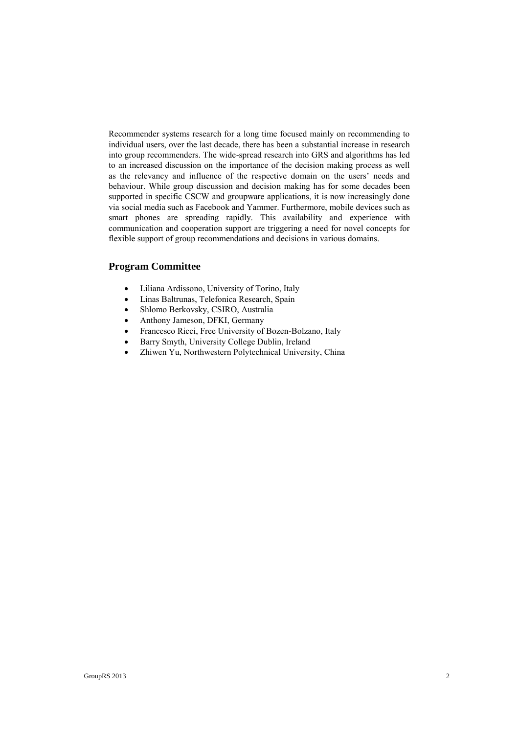Recommender systems research for a long time focused mainly on recommending to individual users, over the last decade, there has been a substantial increase in research into group recommenders. The wide-spread research into GRS and algorithms has led to an increased discussion on the importance of the decision making process as well as the relevancy and influence of the respective domain on the users' needs and behaviour. While group discussion and decision making has for some decades been supported in specific CSCW and groupware applications, it is now increasingly done via social media such as Facebook and Yammer. Furthermore, mobile devices such as smart phones are spreading rapidly. This availability and experience with communication and cooperation support are triggering a need for novel concepts for flexible support of group recommendations and decisions in various domains.

## Program Committee

- Liliana Ardissono, University of Torino, Italy
- Linas Baltrunas, Telefonica Research, Spain
- Shlomo Berkovsky, CSIRO, Australia
- Anthony Jameson, DFKI, Germany
- Francesco Ricci, Free University of Bozen-Bolzano, Italy
- Barry Smyth, University College Dublin, Ireland
- Zhiwen Yu, Northwestern Polytechnical University, China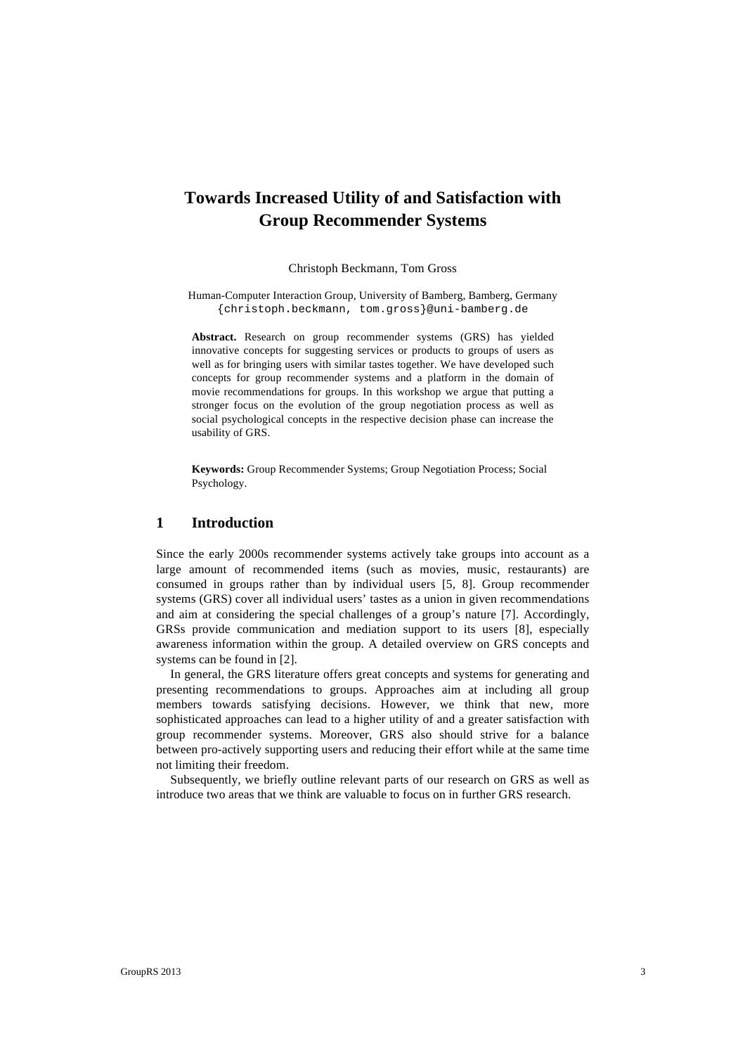# Towards Increased Utility of and Satisfaction with Group Recommender Systems

Christoph Beckmann, Tom Gross

Human-Computer Interaction Group, University of Bamberg, Bamberg, Germany
{christoph.beckmann, tom.gross}@uni-bamberg.de

**Abstract.** Research on group recommender systems (GRS) has yielded innovative concepts for suggesting services or products to groups of users as well as for bringing users with similar tastes together. We have developed such concepts for group recommender systems and a platform in the domain of movie recommendations for groups. In this workshop we argue that putting a stronger focus on the evolution of the group negotiation process as well as social psychological concepts in the respective decision phase can increase the usability of GRS.

**Keywords:** Group Recommender Systems; Group Negotiation Process; Social Psychology.

## 1 Introduction

Since the early 2000s recommender systems actively take groups into account as a large amount of recommended items (such as movies, music, restaurants) are consumed in groups rather than by individual users [5, 8]. Group recommender systems (GRS) cover all individual users' tastes as a union in given recommendations and aim at considering the special challenges of a group's nature [7]. Accordingly, GRSs provide communication and mediation support to its users [8], especially awareness information within the group. A detailed overview on GRS concepts and systems can be found in [2].

In general, the GRS literature offers great concepts and systems for generating and presenting recommendations to groups. Approaches aim at including all group members towards satisfying decisions. However, we think that new, more sophisticated approaches can lead to a higher utility of and a greater satisfaction with group recommender systems. Moreover, GRS also should strive for a balance between pro-actively supporting users and reducing their effort while at the same time not limiting their freedom.

Subsequently, we briefly outline relevant parts of our research on GRS as well as introduce two areas that we think are valuable to focus on in further GRS research.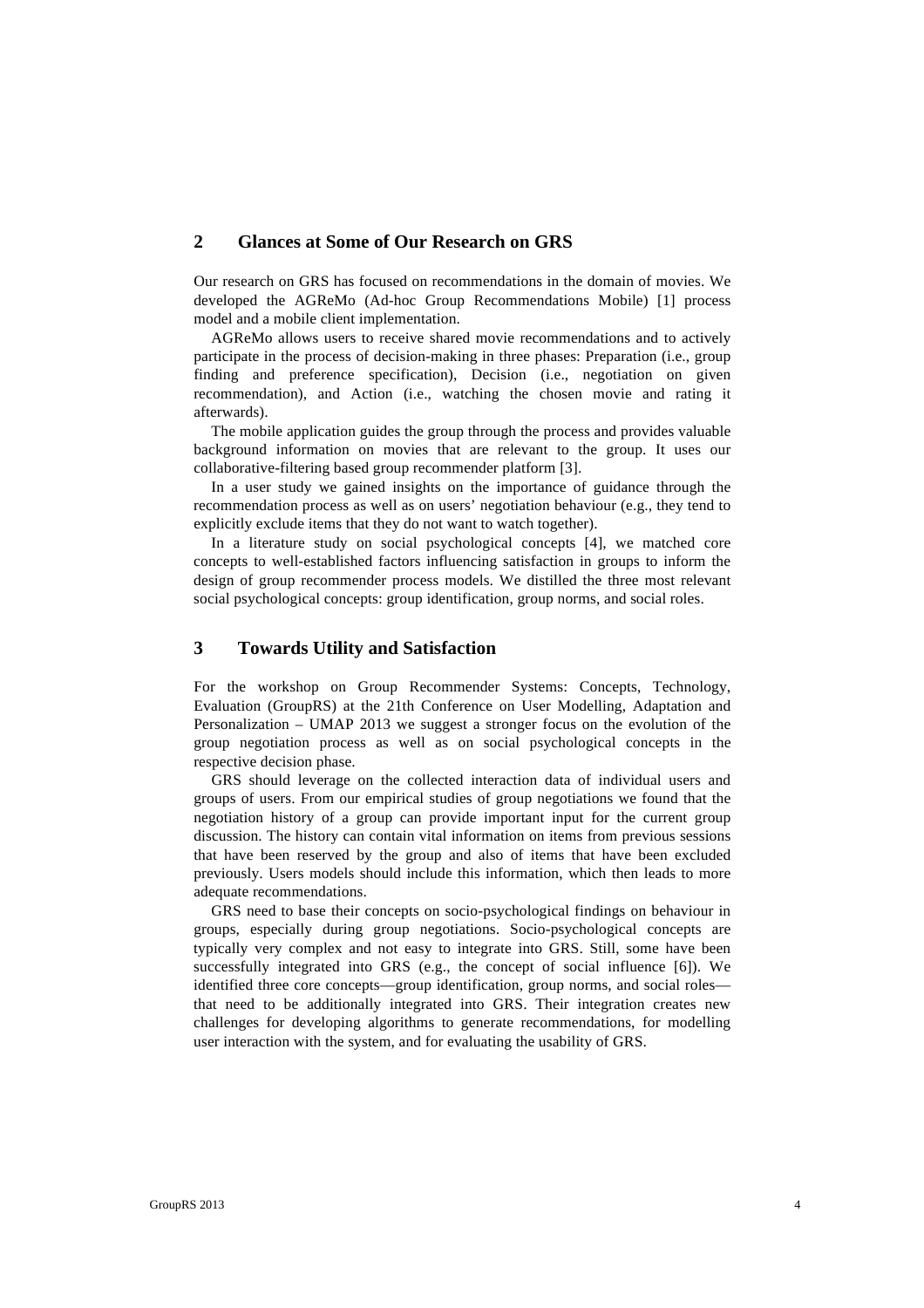## 2 Glances at Some of Our Research on GRS

Our research on GRS has focused on recommendations in the domain of movies. We developed the AGReMo (Ad-hoc Group Recommendations Mobile) [1] process model and a mobile client implementation.

AGReMo allows users to receive shared movie recommendations and to actively participate in the process of decision-making in three phases: Preparation (i.e., group finding and preference specification), Decision (i.e., negotiation on given recommendation), and Action (i.e., watching the chosen movie and rating it afterwards).

The mobile application guides the group through the process and provides valuable background information on movies that are relevant to the group. It uses our collaborative-filtering based group recommender platform [3].

In a user study we gained insights on the importance of guidance through the recommendation process as well as on users' negotiation behaviour (e.g., they tend to explicitly exclude items that they do not want to watch together).

In a literature study on social psychological concepts [4], we matched core concepts to well-established factors influencing satisfaction in groups to inform the design of group recommender process models. We distilled the three most relevant social psychological concepts: group identification, group norms, and social roles.

## 3 Towards Utility and Satisfaction

For the workshop on Group Recommender Systems: Concepts, Technology, Evaluation (GroupRS) at the 21th Conference on User Modelling, Adaptation and Personalization – UMAP 2013 we suggest a stronger focus on the evolution of the group negotiation process as well as on social psychological concepts in the respective decision phase.

GRS should leverage on the collected interaction data of individual users and groups of users. From our empirical studies of group negotiations we found that the negotiation history of a group can provide important input for the current group discussion. The history can contain vital information on items from previous sessions that have been reserved by the group and also of items that have been excluded previously. Users models should include this information, which then leads to more adequate recommendations.

GRS need to base their concepts on socio-psychological findings on behaviour in groups, especially during group negotiations. Socio-psychological concepts are typically very complex and not easy to integrate into GRS. Still, some have been successfully integrated into GRS (e.g., the concept of social influence [6]). We identified three core concepts—group identification, group norms, and social roles—that need to be additionally integrated into GRS. Their integration creates new challenges for developing algorithms to generate recommendations, for modelling user interaction with the system, and for evaluating the usability of GRS.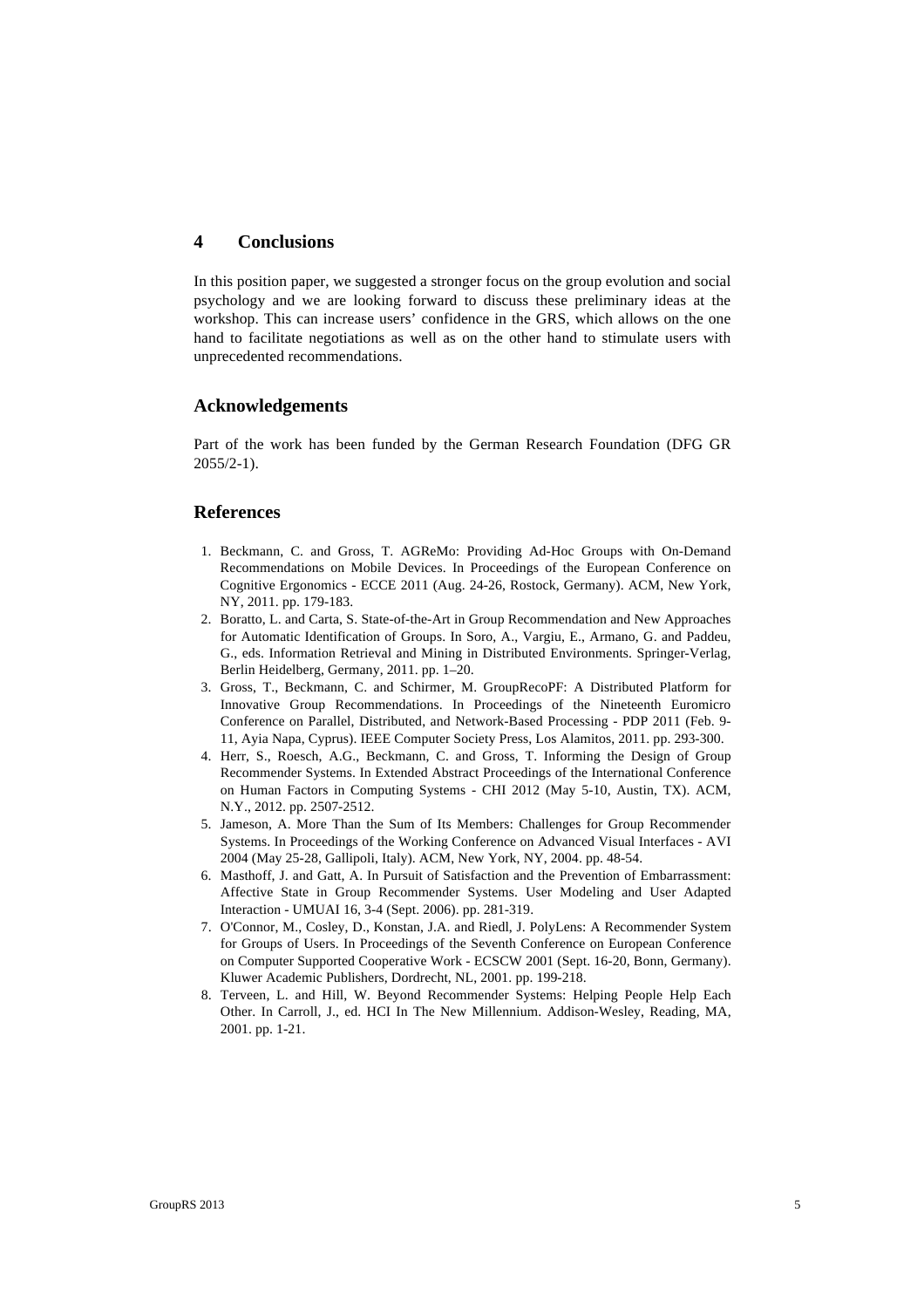## 4 Conclusions

In this position paper, we suggested a stronger focus on the group evolution and social psychology and we are looking forward to discuss these preliminary ideas at the workshop. This can increase users' confidence in the GRS, which allows on the one hand to facilitate negotiations as well as on the other hand to stimulate users with unprecedented recommendations.

## Acknowledgements

Part of the work has been funded by the German Research Foundation (DFG GR 2055/2-1).

## References

1. Beckmann, C. and Gross, T. AGReMo: Providing Ad-Hoc Groups with On-Demand Recommendations on Mobile Devices. In Proceedings of the European Conference on Cognitive Ergonomics - ECCE 2011 (Aug. 24-26, Rostock, Germany). ACM, New York, NY, 2011. pp. 179-183.
2. Boratto, L. and Carta, S. State-of-the-Art in Group Recommendation and New Approaches for Automatic Identification of Groups. In Soro, A., Vargiu, E., Armano, G. and Paddeu, G., eds. Information Retrieval and Mining in Distributed Environments. Springer-Verlag, Berlin Heidelberg, Germany, 2011. pp. 1–20.
3. Gross, T., Beckmann, C. and Schirmer, M. GroupRecoPF: A Distributed Platform for Innovative Group Recommendations. In Proceedings of the Nineteenth Euromicro Conference on Parallel, Distributed, and Network-Based Processing - PDP 2011 (Feb. 9-11, Ayia Napa, Cyprus). IEEE Computer Society Press, Los Alamitos, 2011. pp. 293-300.
4. Herr, S., Roesch, A.G., Beckmann, C. and Gross, T. Informing the Design of Group Recommender Systems. In Extended Abstract Proceedings of the International Conference on Human Factors in Computing Systems - CHI 2012 (May 5-10, Austin, TX). ACM, N.Y., 2012. pp. 2507-2512.
5. Jameson, A. More Than the Sum of Its Members: Challenges for Group Recommender Systems. In Proceedings of the Working Conference on Advanced Visual Interfaces - AVI 2004 (May 25-28, Gallipoli, Italy). ACM, New York, NY, 2004. pp. 48-54.
6. Masthoff, J. and Gatt, A. In Pursuit of Satisfaction and the Prevention of Embarrassment: Affective State in Group Recommender Systems. User Modeling and User Adapted Interaction - UMUAI 16, 3-4 (Sept. 2006). pp. 281-319.
7. O'Connor, M., Cosley, D., Konstan, J.A. and Riedl, J. PolyLens: A Recommender System for Groups of Users. In Proceedings of the Seventh Conference on European Conference on Computer Supported Cooperative Work - ECSCW 2001 (Sept. 16-20, Bonn, Germany). Kluwer Academic Publishers, Dordrecht, NL, 2001. pp. 199-218.
8. Terveen, L. and Hill, W. Beyond Recommender Systems: Helping People Help Each Other. In Carroll, J., ed. HCI In The New Millennium. Addison-Wesley, Reading, MA, 2001. pp. 1-21.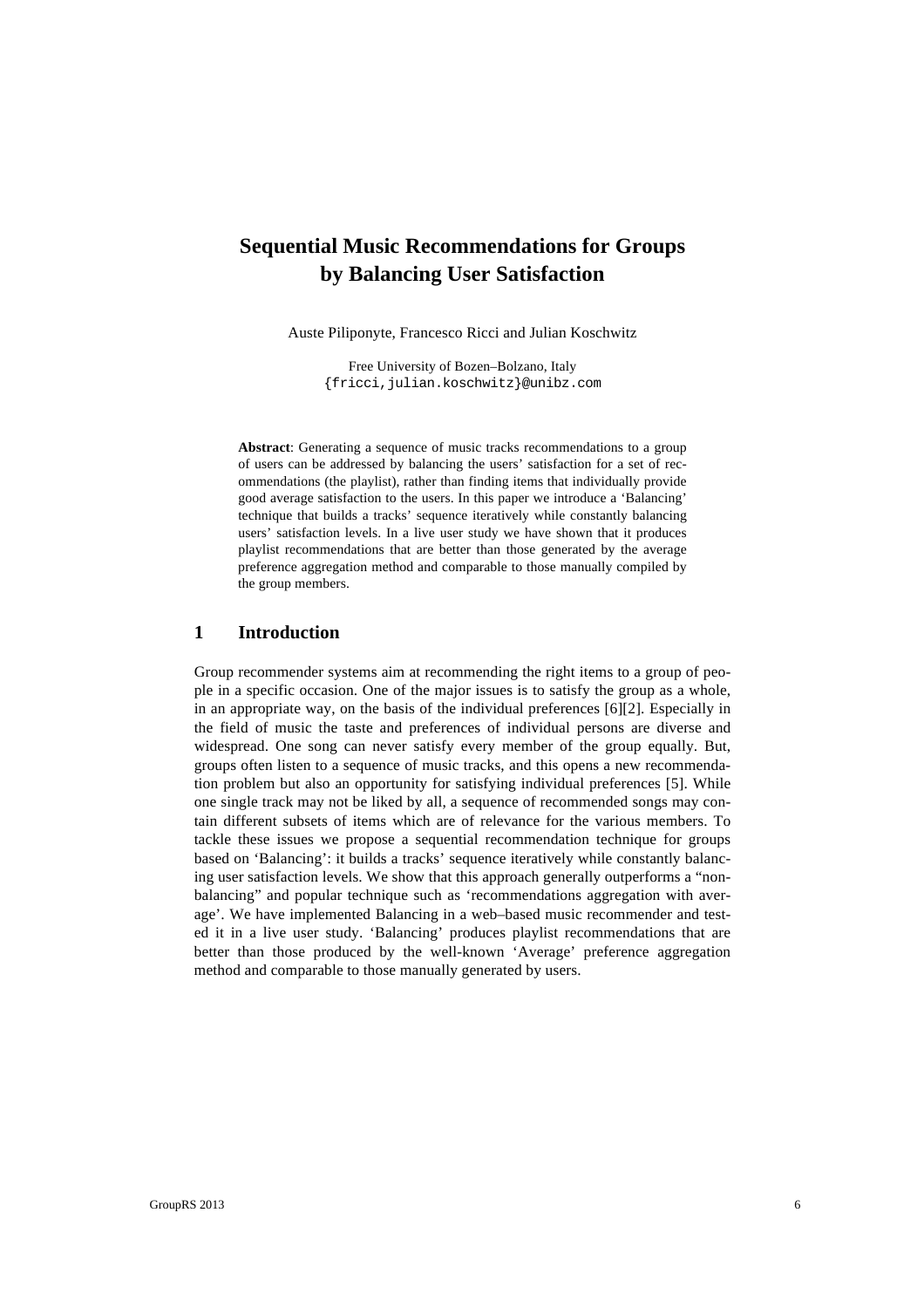# Sequential Music Recommendations for Groups by Balancing User Satisfaction

Auste Piliponyte, Francesco Ricci and Julian Koschwitz

Free University of Bozen–Bolzano, Italy
{fricci,julian.koschwitz}@unibz.com

**Abstract**: Generating a sequence of music tracks recommendations to a group of users can be addressed by balancing the users' satisfaction for a set of recommendations (the playlist), rather than finding items that individually provide good average satisfaction to the users. In this paper we introduce a 'Balancing' technique that builds a tracks' sequence iteratively while constantly balancing users' satisfaction levels. In a live user study we have shown that it produces playlist recommendations that are better than those generated by the average preference aggregation method and comparable to those manually compiled by the group members.

## 1 Introduction

Group recommender systems aim at recommending the right items to a group of people in a specific occasion. One of the major issues is to satisfy the group as a whole, in an appropriate way, on the basis of the individual preferences [6][2]. Especially in the field of music the taste and preferences of individual persons are diverse and widespread. One song can never satisfy every member of the group equally. But, groups often listen to a sequence of music tracks, and this opens a new recommendation problem but also an opportunity for satisfying individual preferences [5]. While one single track may not be liked by all, a sequence of recommended songs may contain different subsets of items which are of relevance for the various members. To tackle these issues we propose a sequential recommendation technique for groups based on 'Balancing': it builds a tracks' sequence iteratively while constantly balancing user satisfaction levels. We show that this approach generally outperforms a "non-balancing" and popular technique such as 'recommendations aggregation with average'. We have implemented Balancing in a web–based music recommender and tested it in a live user study. 'Balancing' produces playlist recommendations that are better than those produced by the well-known 'Average' preference aggregation method and comparable to those manually generated by users.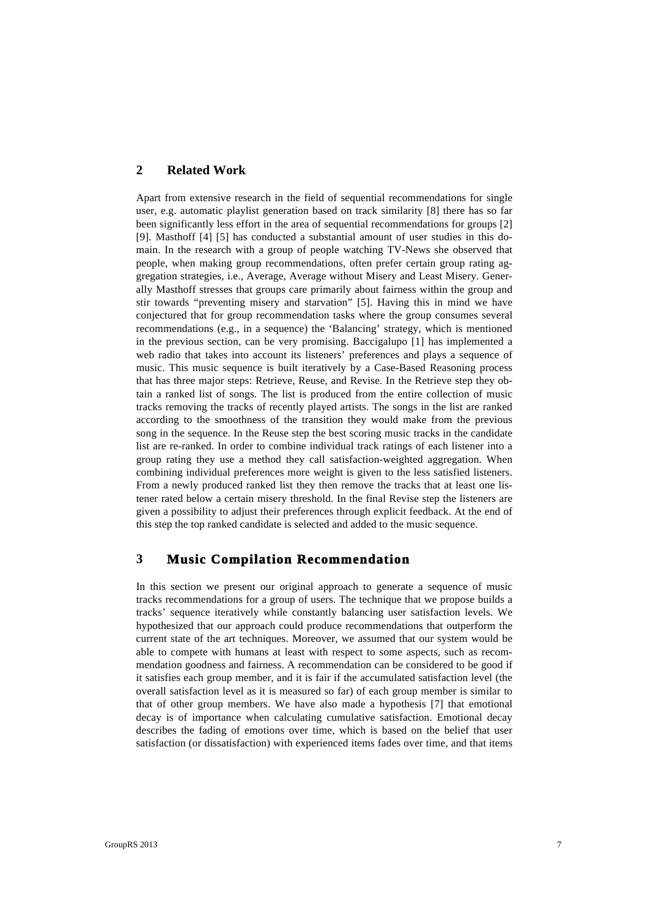## 2 Related Work

Apart from extensive research in the field of sequential recommendations for single user, e.g. automatic playlist generation based on track similarity [8] there has so far been significantly less effort in the area of sequential recommendations for groups [2] [9]. Masthoff [4] [5] has conducted a substantial amount of user studies in this domain. In the research with a group of people watching TV-News she observed that people, when making group recommendations, often prefer certain group rating aggregation strategies, i.e., Average, Average without Misery and Least Misery. Generally Masthoff stresses that groups care primarily about fairness within the group and stir towards "preventing misery and starvation" [5]. Having this in mind we have conjectured that for group recommendation tasks where the group consumes several recommendations (e.g., in a sequence) the 'Balancing' strategy, which is mentioned in the previous section, can be very promising. Baccigalupo [1] has implemented a web radio that takes into account its listeners' preferences and plays a sequence of music. This music sequence is built iteratively by a Case-Based Reasoning process that has three major steps: Retrieve, Reuse, and Revise. In the Retrieve step they obtain a ranked list of songs. The list is produced from the entire collection of music tracks removing the tracks of recently played artists. The songs in the list are ranked according to the smoothness of the transition they would make from the previous song in the sequence. In the Reuse step the best scoring music tracks in the candidate list are re-ranked. In order to combine individual track ratings of each listener into a group rating they use a method they call satisfaction-weighted aggregation. When combining individual preferences more weight is given to the less satisfied listeners. From a newly produced ranked list they then remove the tracks that at least one listener rated below a certain misery threshold. In the final Revise step the listeners are given a possibility to adjust their preferences through explicit feedback. At the end of this step the top ranked candidate is selected and added to the music sequence.

## 3 Music Compilation Recommendation

In this section we present our original approach to generate a sequence of music tracks recommendations for a group of users. The technique that we propose builds a tracks' sequence iteratively while constantly balancing user satisfaction levels. We hypothesized that our approach could produce recommendations that outperform the current state of the art techniques. Moreover, we assumed that our system would be able to compete with humans at least with respect to some aspects, such as recommendation goodness and fairness. A recommendation can be considered to be good if it satisfies each group member, and it is fair if the accumulated satisfaction level (the overall satisfaction level as it is measured so far) of each group member is similar to that of other group members. We have also made a hypothesis [7] that emotional decay is of importance when calculating cumulative satisfaction. Emotional decay describes the fading of emotions over time, which is based on the belief that user satisfaction (or dissatisfaction) with experienced items fades over time, and that items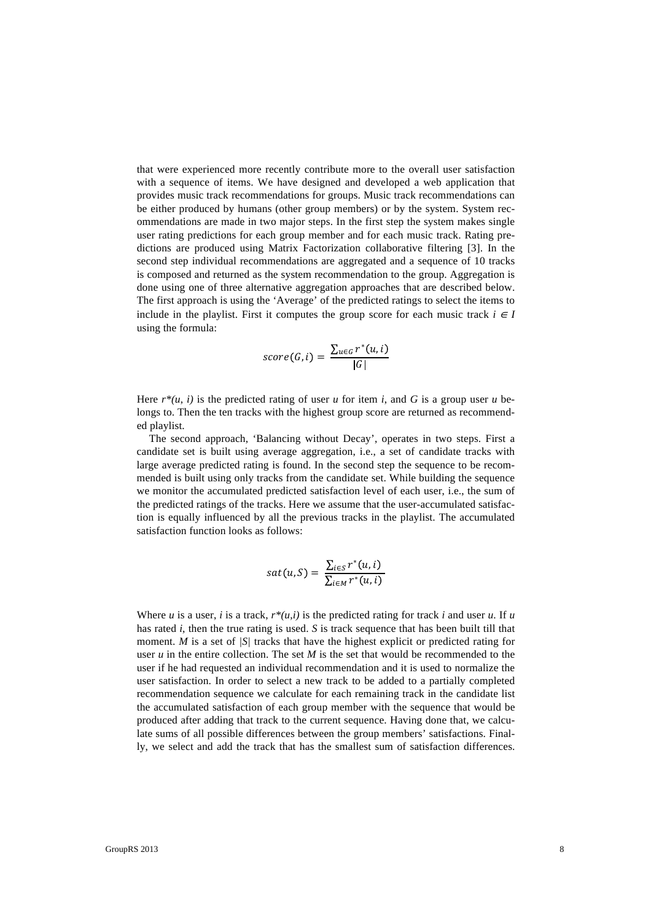that were experienced more recently contribute more to the overall user satisfaction with a sequence of items. We have designed and developed a web application that provides music track recommendations for groups. Music track recommendations can be either produced by humans (other group members) or by the system. System recommendations are made in two major steps. In the first step the system makes single user rating predictions for each group member and for each music track. Rating predictions are produced using Matrix Factorization collaborative filtering [3]. In the second step individual recommendations are aggregated and a sequence of 10 tracks is composed and returned as the system recommendation to the group. Aggregation is done using one of three alternative aggregation approaches that are described below. The first approach is using the 'Average' of the predicted ratings to select the items to include in the playlist. First it computes the group score for each music track $i \in I$ using the formula:

$$score(G, i) = \frac{\sum_{u \in G} r^*(u, i)}{|G|}$$

Here $r^*(u, i)$ is the predicted rating of user $u$ for item $i$, and $G$ is a group user $u$ belongs to. Then the ten tracks with the highest group score are returned as recommended playlist.

The second approach, 'Balancing without Decay', operates in two steps. First a candidate set is built using average aggregation, i.e., a set of candidate tracks with large average predicted rating is found. In the second step the sequence to be recommended is built using only tracks from the candidate set. While building the sequence we monitor the accumulated predicted satisfaction level of each user, i.e., the sum of the predicted ratings of the tracks. Here we assume that the user-accumulated satisfaction is equally influenced by all the previous tracks in the playlist. The accumulated satisfaction function looks as follows:

$$sat(u, S) = \frac{\sum_{i \in S} r^*(u, i)}{\sum_{i \in M} r^*(u, i)}$$

Where $u$ is a user, $i$ is a track, $r^*(u,i)$ is the predicted rating for track $i$ and user $u$. If $u$ has rated $i$, then the true rating is used. $S$ is track sequence that has been built till that moment. $M$ is a set of $|S|$ tracks that have the highest explicit or predicted rating for user $u$ in the entire collection. The set $M$ is the set that would be recommended to the user if he had requested an individual recommendation and it is used to normalize the user satisfaction. In order to select a new track to be added to a partially completed recommendation sequence we calculate for each remaining track in the candidate list the accumulated satisfaction of each group member with the sequence that would be produced after adding that track to the current sequence. Having done that, we calculate sums of all possible differences between the group members' satisfactions. Finally, we select and add the track that has the smallest sum of satisfaction differences.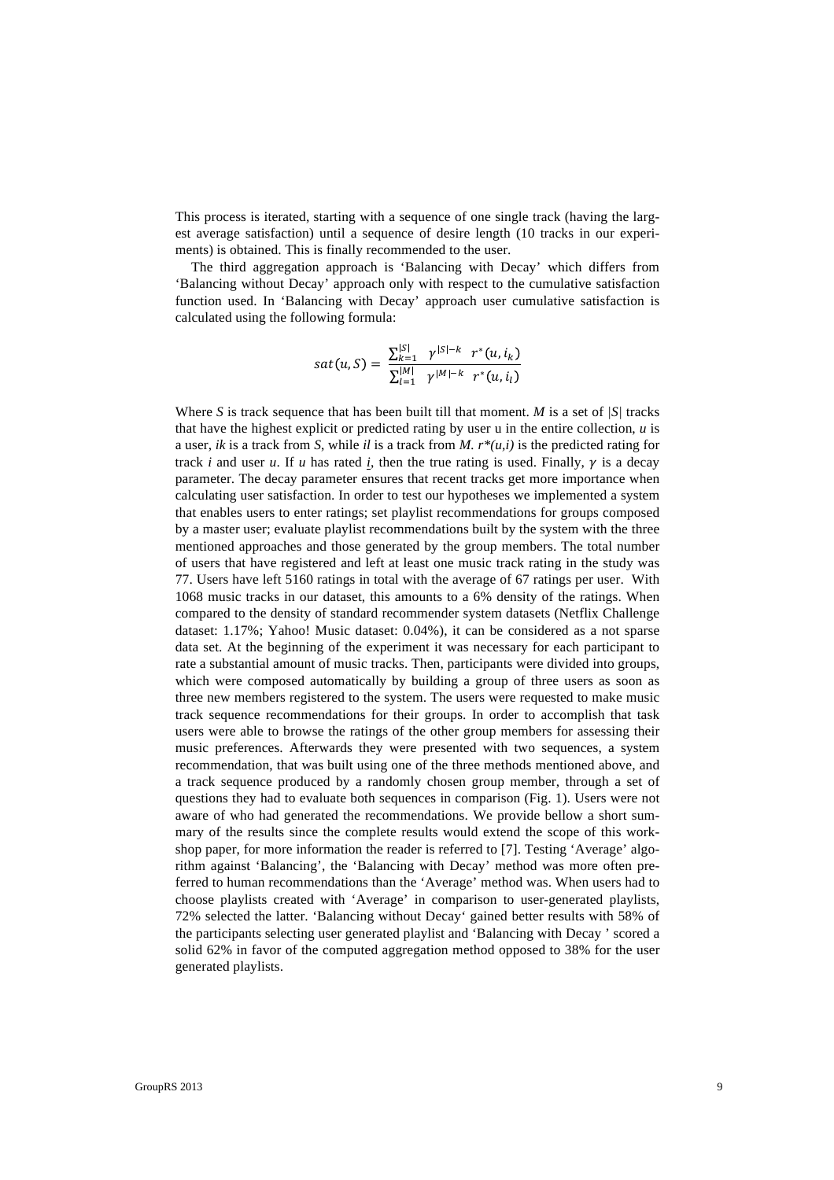This process is iterated, starting with a sequence of one single track (having the largest average satisfaction) until a sequence of desire length (10 tracks in our experiments) is obtained. This is finally recommended to the user.

The third aggregation approach is 'Balancing with Decay' which differs from 'Balancing without Decay' approach only with respect to the cumulative satisfaction function used. In 'Balancing with Decay' approach user cumulative satisfaction is calculated using the following formula:

$$sat(u,S) = \frac{\sum_{k=1}^{|S|} \gamma^{|S|-k} \; r^{*}(u,i_k)}{\sum_{l=1}^{|M|} \gamma^{|M|-k} \; r^{*}(u,i_l)}$$

Where *S* is track sequence that has been built till that moment. *M* is a set of $|S|$ tracks that have the highest explicit or predicted rating by user u in the entire collection, *u* is a user, *ik* is a track from *S*, while *il* is a track from *M*. $r^*(u,i)$ is the predicted rating for track *i* and user *u*. If *u* has rated *i*, then the true rating is used. Finally, $\gamma$ is a decay parameter. The decay parameter ensures that recent tracks get more importance when calculating user satisfaction. In order to test our hypotheses we implemented a system that enables users to enter ratings; set playlist recommendations for groups composed by a master user; evaluate playlist recommendations built by the system with the three mentioned approaches and those generated by the group members. The total number of users that have registered and left at least one music track rating in the study was 77. Users have left 5160 ratings in total with the average of 67 ratings per user. With 1068 music tracks in our dataset, this amounts to a 6% density of the ratings. When compared to the density of standard recommender system datasets (Netflix Challenge dataset: 1.17%; Yahoo! Music dataset: 0.04%), it can be considered as a not sparse data set. At the beginning of the experiment it was necessary for each participant to rate a substantial amount of music tracks. Then, participants were divided into groups, which were composed automatically by building a group of three users as soon as three new members registered to the system. The users were requested to make music track sequence recommendations for their groups. In order to accomplish that task users were able to browse the ratings of the other group members for assessing their music preferences. Afterwards they were presented with two sequences, a system recommendation, that was built using one of the three methods mentioned above, and a track sequence produced by a randomly chosen group member, through a set of questions they had to evaluate both sequences in comparison (Fig. 1). Users were not aware of who had generated the recommendations. We provide bellow a short summary of the results since the complete results would extend the scope of this workshop paper, for more information the reader is referred to [7]. Testing 'Average' algorithm against 'Balancing', the 'Balancing with Decay' method was more often preferred to human recommendations than the 'Average' method was. When users had to choose playlists created with 'Average' in comparison to user-generated playlists, 72% selected the latter. 'Balancing without Decay' gained better results with 58% of the participants selecting user generated playlist and 'Balancing with Decay ' scored a solid 62% in favor of the computed aggregation method opposed to 38% for the user generated playlists.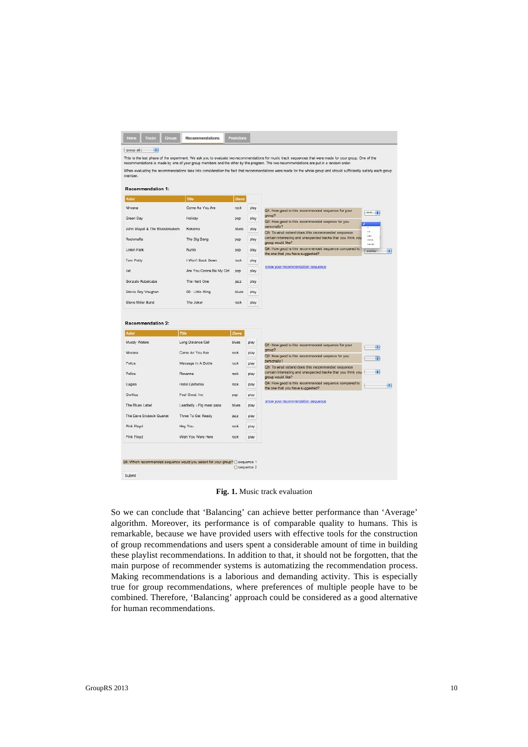**Fig. 1.** Music track evaluation

So we can conclude that ‘Balancing’ can achieve better performance than ‘Average’ algorithm. Moreover, its performance is of comparable quality to humans. This is remarkable, because we have provided users with effective tools for the construction of group recommendations and users spent a considerable amount of time in building these playlist recommendations. In addition to that, it should not be forgotten, that the main purpose of recommender systems is automatizing the recommendation process. Making recommendations is a laborious and demanding activity. This is especially true for group recommendations, where preferences of multiple people have to be combined. Therefore, ‘Balancing’ approach could be considered as a good alternative for human recommendations.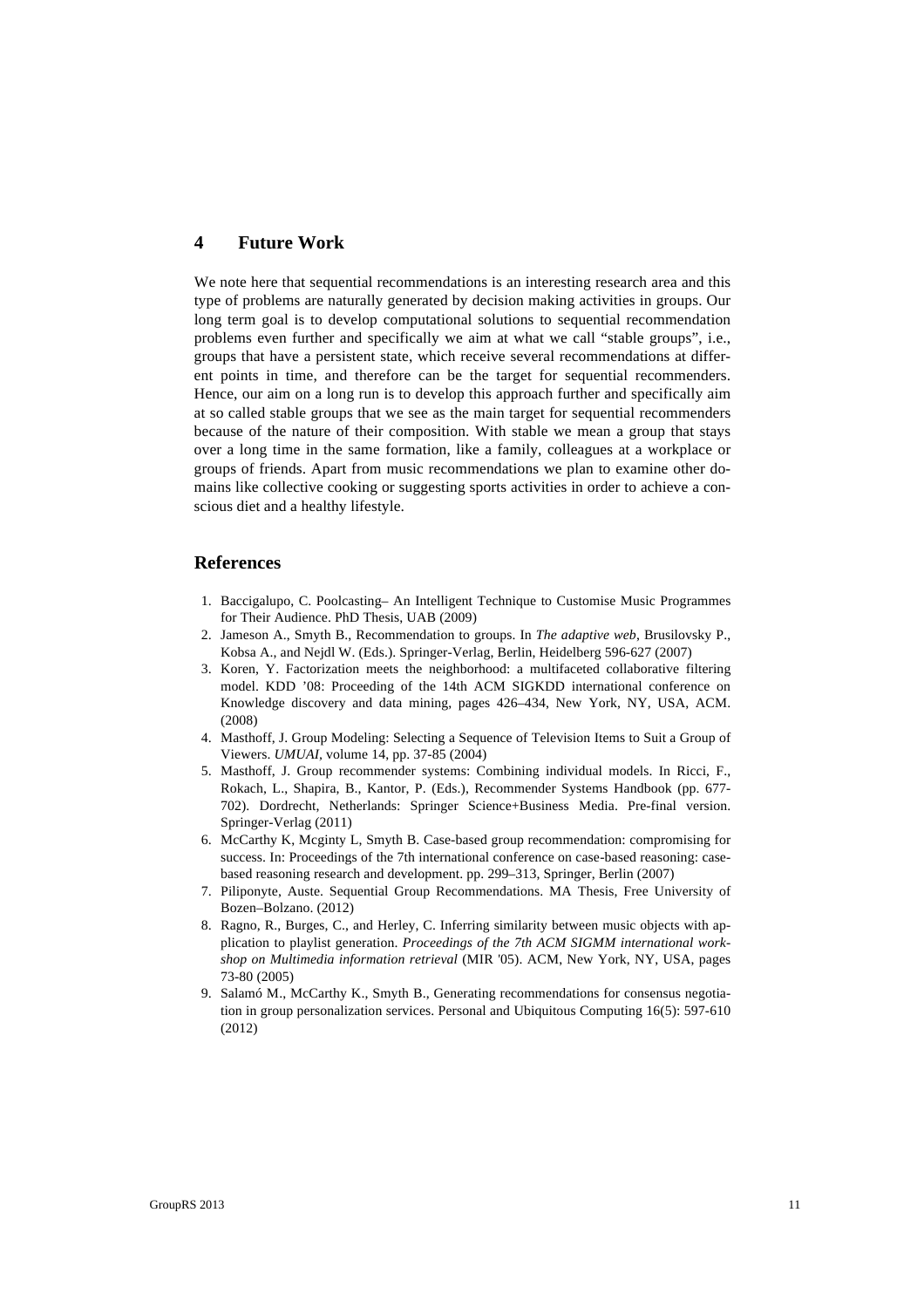## 4 Future Work

We note here that sequential recommendations is an interesting research area and this type of problems are naturally generated by decision making activities in groups. Our long term goal is to develop computational solutions to sequential recommendation problems even further and specifically we aim at what we call "stable groups", i.e., groups that have a persistent state, which receive several recommendations at different points in time, and therefore can be the target for sequential recommenders. Hence, our aim on a long run is to develop this approach further and specifically aim at so called stable groups that we see as the main target for sequential recommenders because of the nature of their composition. With stable we mean a group that stays over a long time in the same formation, like a family, colleagues at a workplace or groups of friends. Apart from music recommendations we plan to examine other domains like collective cooking or suggesting sports activities in order to achieve a conscious diet and a healthy lifestyle.

## References

1. Baccigalupo, C. Poolcasting– An Intelligent Technique to Customise Music Programmes for Their Audience. PhD Thesis, UAB (2009)
2. Jameson A., Smyth B., Recommendation to groups. In *The adaptive web*, Brusilovsky P., Kobsa A., and Nejdl W. (Eds.). Springer-Verlag, Berlin, Heidelberg 596-627 (2007)
3. Koren, Y. Factorization meets the neighborhood: a multifaceted collaborative filtering model. KDD '08: Proceeding of the 14th ACM SIGKDD international conference on Knowledge discovery and data mining, pages 426–434, New York, NY, USA, ACM. (2008)
4. Masthoff, J. Group Modeling: Selecting a Sequence of Television Items to Suit a Group of Viewers. *UMUAI*, volume 14, pp. 37-85 (2004)
5. Masthoff, J. Group recommender systems: Combining individual models. In Ricci, F., Rokach, L., Shapira, B., Kantor, P. (Eds.), Recommender Systems Handbook (pp. 677-702). Dordrecht, Netherlands: Springer Science+Business Media. Pre-final version. Springer-Verlag (2011)
6. McCarthy K, Mcginty L, Smyth B. Case-based group recommendation: compromising for success. In: Proceedings of the 7th international conference on case-based reasoning: case-based reasoning research and development. pp. 299–313, Springer, Berlin (2007)
7. Piliponyte, Auste. Sequential Group Recommendations. MA Thesis, Free University of Bozen–Bolzano. (2012)
8. Ragno, R., Burges, C., and Herley, C. Inferring similarity between music objects with application to playlist generation. *Proceedings of the 7th ACM SIGMM international workshop on Multimedia information retrieval* (MIR '05). ACM, New York, NY, USA, pages 73-80 (2005)
9. Salamó M., McCarthy K., Smyth B., Generating recommendations for consensus negotiation in group personalization services. Personal and Ubiquitous Computing 16(5): 597-610 (2012)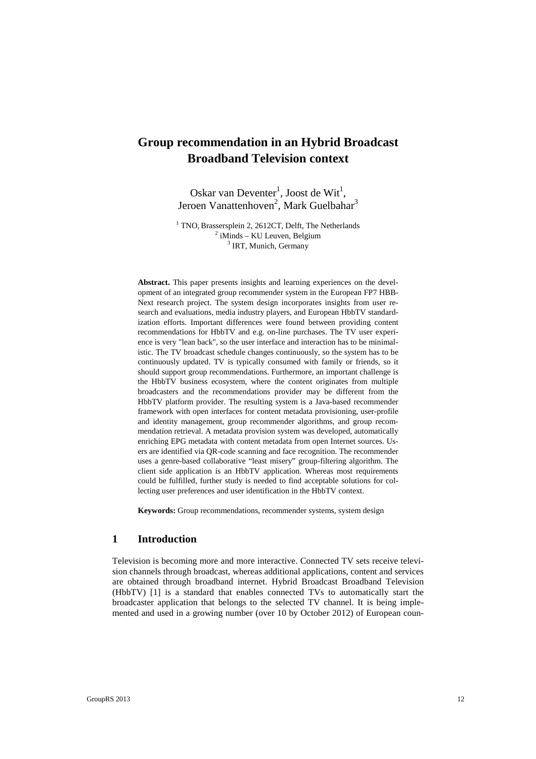# Group recommendation in an Hybrid Broadcast Broadband Television context

Oskar van Deventer[1], Joost de Wit[1], Jeroen Vanattenhoven[2], Mark Guelbahar[3]

[1] TNO, Brassersplein 2, 2612CT, Delft, The Netherlands
[2] iMinds – KU Leuven, Belgium
[3] IRT, Munich, Germany

**Abstract.** This paper presents insights and learning experiences on the development of an integrated group recommender system in the European FP7 HBB-Next research project. The system design incorporates insights from user research and evaluations, media industry players, and European HbbTV standardization efforts. Important differences were found between providing content recommendations for HbbTV and e.g. on-line purchases. The TV user experience is very "lean back", so the user interface and interaction has to be minimalistic. The TV broadcast schedule changes continuously, so the system has to be continuously updated. TV is typically consumed with family or friends, so it should support group recommendations. Furthermore, an important challenge is the HbbTV business ecosystem, where the content originates from multiple broadcasters and the recommendations provider may be different from the HbbTV platform provider. The resulting system is a Java-based recommender framework with open interfaces for content metadata provisioning, user-profile and identity management, group recommender algorithms, and group recommendation retrieval. A metadata provision system was developed, automatically enriching EPG metadata with content metadata from open Internet sources. Users are identified via QR-code scanning and face recognition. The recommender uses a genre-based collaborative "least misery" group-filtering algorithm. The client side application is an HbbTV application. Whereas most requirements could be fulfilled, further study is needed to find acceptable solutions for collecting user preferences and user identification in the HbbTV context.

**Keywords:** Group recommendations, recommender systems, system design

## 1 Introduction

Television is becoming more and more interactive. Connected TV sets receive television channels through broadcast, whereas additional applications, content and services are obtained through broadband internet. Hybrid Broadcast Broadband Television (HbbTV) [1] is a standard that enables connected TVs to automatically start the broadcaster application that belongs to the selected TV channel. It is being implemented and used in a growing number (over 10 by October 2012) of European coun-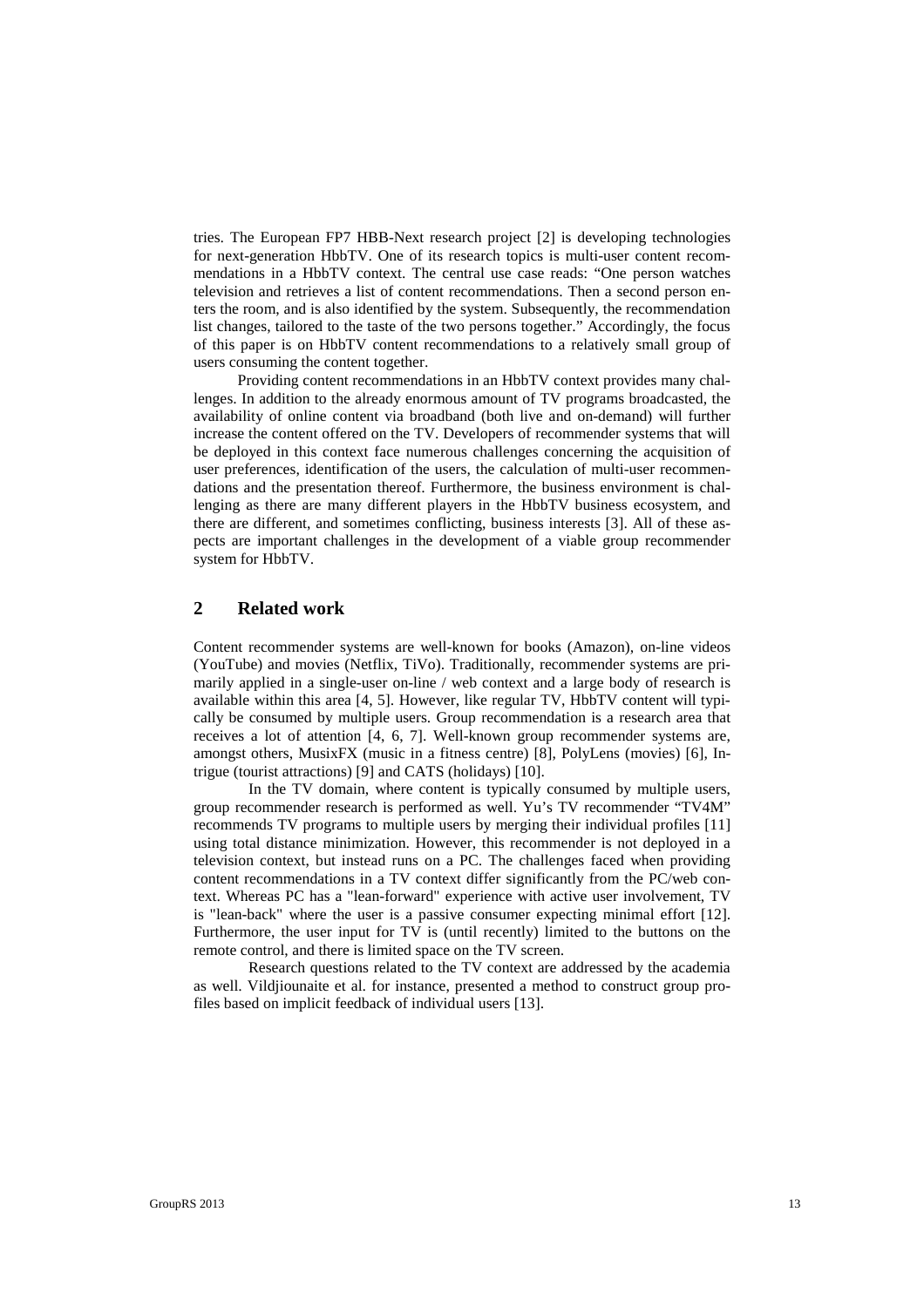tries. The European FP7 HBB-Next research project [2] is developing technologies for next-generation HbbTV. One of its research topics is multi-user content recommendations in a HbbTV context. The central use case reads: "One person watches television and retrieves a list of content recommendations. Then a second person enters the room, and is also identified by the system. Subsequently, the recommendation list changes, tailored to the taste of the two persons together." Accordingly, the focus of this paper is on HbbTV content recommendations to a relatively small group of users consuming the content together.

Providing content recommendations in an HbbTV context provides many challenges. In addition to the already enormous amount of TV programs broadcasted, the availability of online content via broadband (both live and on-demand) will further increase the content offered on the TV. Developers of recommender systems that will be deployed in this context face numerous challenges concerning the acquisition of user preferences, identification of the users, the calculation of multi-user recommendations and the presentation thereof. Furthermore, the business environment is challenging as there are many different players in the HbbTV business ecosystem, and there are different, and sometimes conflicting, business interests [3]. All of these aspects are important challenges in the development of a viable group recommender system for HbbTV.

## 2 Related work

Content recommender systems are well-known for books (Amazon), on-line videos (YouTube) and movies (Netflix, TiVo). Traditionally, recommender systems are primarily applied in a single-user on-line / web context and a large body of research is available within this area [4, 5]. However, like regular TV, HbbTV content will typically be consumed by multiple users. Group recommendation is a research area that receives a lot of attention [4, 6, 7]. Well-known group recommender systems are, amongst others, MusixFX (music in a fitness centre) [8], PolyLens (movies) [6], Intrigue (tourist attractions) [9] and CATS (holidays) [10].

In the TV domain, where content is typically consumed by multiple users, group recommender research is performed as well. Yu's TV recommender "TV4M" recommends TV programs to multiple users by merging their individual profiles [11] using total distance minimization. However, this recommender is not deployed in a television context, but instead runs on a PC. The challenges faced when providing content recommendations in a TV context differ significantly from the PC/web context. Whereas PC has a "lean-forward" experience with active user involvement, TV is "lean-back" where the user is a passive consumer expecting minimal effort [12]. Furthermore, the user input for TV is (until recently) limited to the buttons on the remote control, and there is limited space on the TV screen.

Research questions related to the TV context are addressed by the academia as well. Vildjiounaite et al. for instance, presented a method to construct group profiles based on implicit feedback of individual users [13].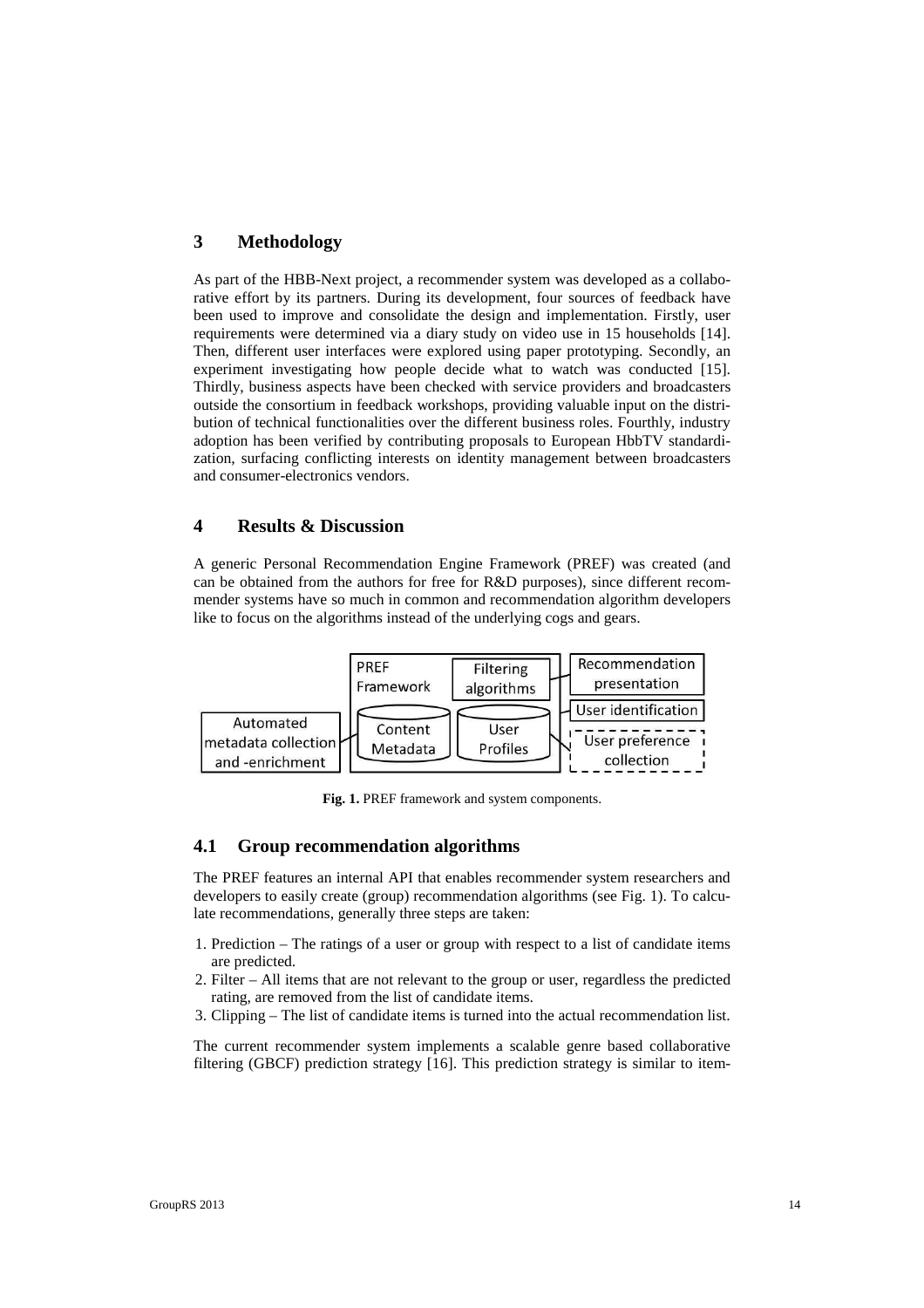## 3 Methodology

As part of the HBB-Next project, a recommender system was developed as a collaborative effort by its partners. During its development, four sources of feedback have been used to improve and consolidate the design and implementation. Firstly, user requirements were determined via a diary study on video use in 15 households [14]. Then, different user interfaces were explored using paper prototyping. Secondly, an experiment investigating how people decide what to watch was conducted [15]. Thirdly, business aspects have been checked with service providers and broadcasters outside the consortium in feedback workshops, providing valuable input on the distribution of technical functionalities over the different business roles. Fourthly, industry adoption has been verified by contributing proposals to European HbbTV standardization, surfacing conflicting interests on identity management between broadcasters and consumer-electronics vendors.

## 4 Results & Discussion

A generic Personal Recommendation Engine Framework (PREF) was created (and can be obtained from the authors for free for R&D purposes), since different recommender systems have so much in common and recommendation algorithm developers like to focus on the algorithms instead of the underlying cogs and gears.

**Fig. 1.** PREF framework and system components.

### 4.1 Group recommendation algorithms

The PREF features an internal API that enables recommender system researchers and developers to easily create (group) recommendation algorithms (see Fig. 1). To calculate recommendations, generally three steps are taken:

1. Prediction – The ratings of a user or group with respect to a list of candidate items are predicted.
2. Filter – All items that are not relevant to the group or user, regardless the predicted rating, are removed from the list of candidate items.
3. Clipping – The list of candidate items is turned into the actual recommendation list.

The current recommender system implements a scalable genre based collaborative filtering (GBCF) prediction strategy [16]. This prediction strategy is similar to item-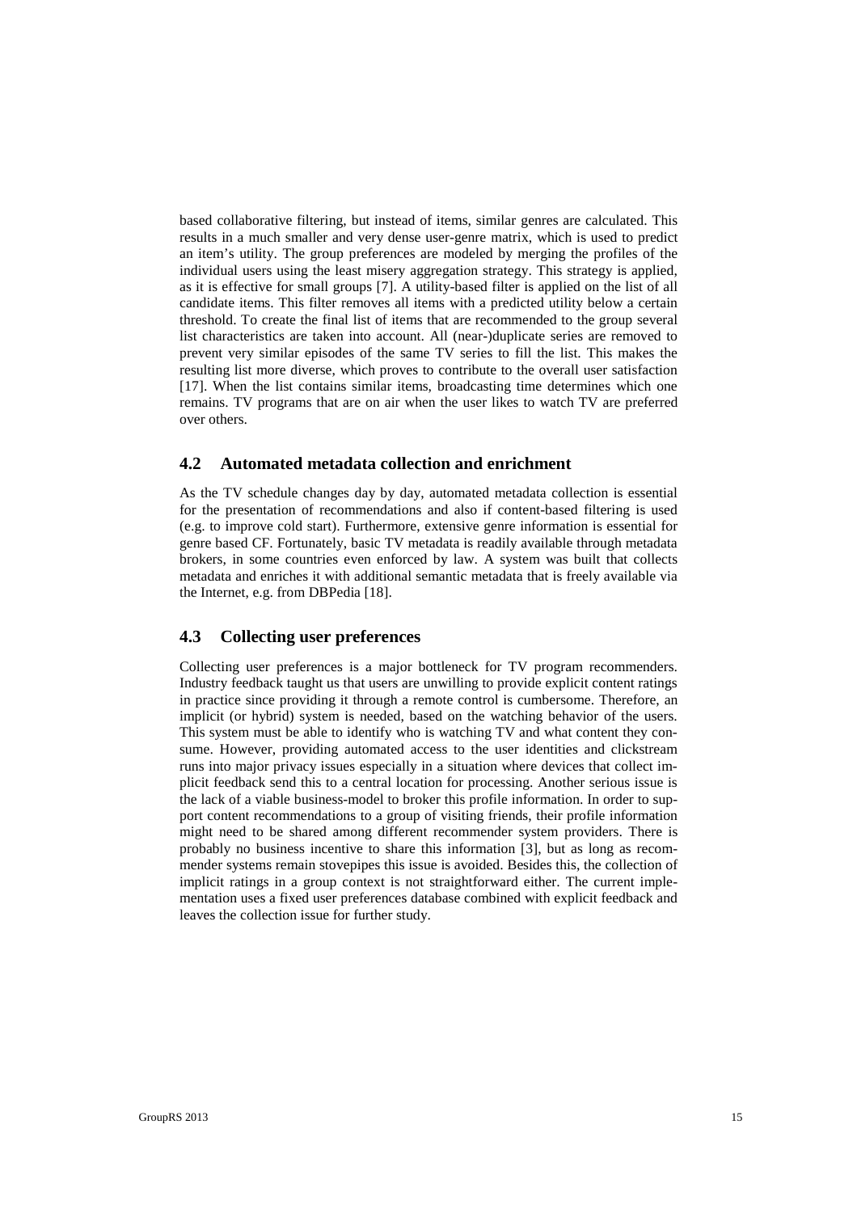based collaborative filtering, but instead of items, similar genres are calculated. This results in a much smaller and very dense user-genre matrix, which is used to predict an item's utility. The group preferences are modeled by merging the profiles of the individual users using the least misery aggregation strategy. This strategy is applied, as it is effective for small groups [7]. A utility-based filter is applied on the list of all candidate items. This filter removes all items with a predicted utility below a certain threshold. To create the final list of items that are recommended to the group several list characteristics are taken into account. All (near-)duplicate series are removed to prevent very similar episodes of the same TV series to fill the list. This makes the resulting list more diverse, which proves to contribute to the overall user satisfaction [17]. When the list contains similar items, broadcasting time determines which one remains. TV programs that are on air when the user likes to watch TV are preferred over others.

## 4.2 Automated metadata collection and enrichment

As the TV schedule changes day by day, automated metadata collection is essential for the presentation of recommendations and also if content-based filtering is used (e.g. to improve cold start). Furthermore, extensive genre information is essential for genre based CF. Fortunately, basic TV metadata is readily available through metadata brokers, in some countries even enforced by law. A system was built that collects metadata and enriches it with additional semantic metadata that is freely available via the Internet, e.g. from DBPedia [18].

## 4.3 Collecting user preferences

Collecting user preferences is a major bottleneck for TV program recommenders. Industry feedback taught us that users are unwilling to provide explicit content ratings in practice since providing it through a remote control is cumbersome. Therefore, an implicit (or hybrid) system is needed, based on the watching behavior of the users. This system must be able to identify who is watching TV and what content they consume. However, providing automated access to the user identities and clickstream runs into major privacy issues especially in a situation where devices that collect implicit feedback send this to a central location for processing. Another serious issue is the lack of a viable business-model to broker this profile information. In order to support content recommendations to a group of visiting friends, their profile information might need to be shared among different recommender system providers. There is probably no business incentive to share this information [3], but as long as recommender systems remain stovepipes this issue is avoided. Besides this, the collection of implicit ratings in a group context is not straightforward either. The current implementation uses a fixed user preferences database combined with explicit feedback and leaves the collection issue for further study.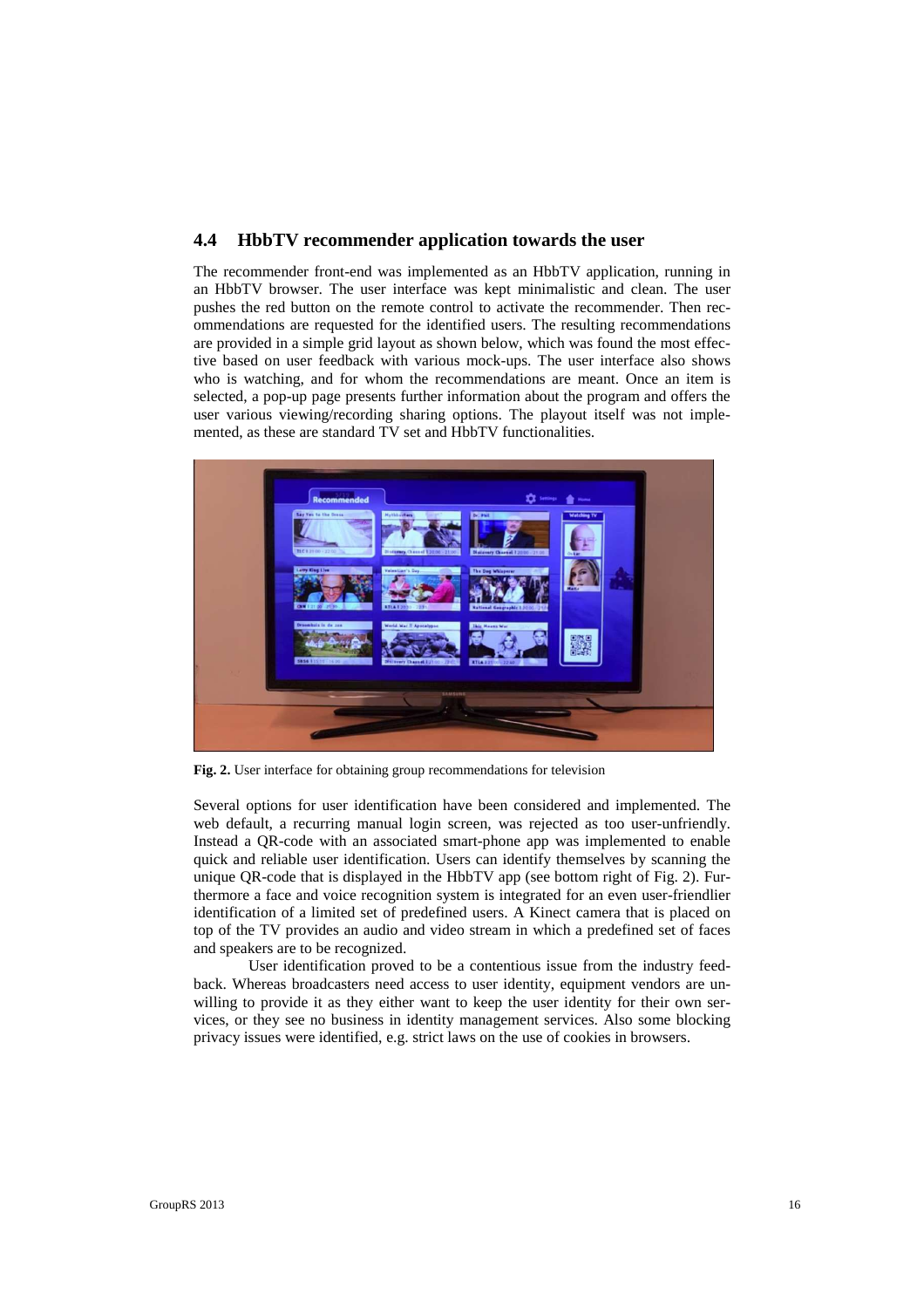## 4.4 HbbTV recommender application towards the user

The recommender front-end was implemented as an HbbTV application, running in an HbbTV browser. The user interface was kept minimalistic and clean. The user pushes the red button on the remote control to activate the recommender. Then recommendations are requested for the identified users. The resulting recommendations are provided in a simple grid layout as shown below, which was found the most effective based on user feedback with various mock-ups. The user interface also shows who is watching, and for whom the recommendations are meant. Once an item is selected, a pop-up page presents further information about the program and offers the user various viewing/recording sharing options. The playout itself was not implemented, as these are standard TV set and HbbTV functionalities.

**Fig. 2.** User interface for obtaining group recommendations for television

Several options for user identification have been considered and implemented. The web default, a recurring manual login screen, was rejected as too user-unfriendly. Instead a QR-code with an associated smart-phone app was implemented to enable quick and reliable user identification. Users can identify themselves by scanning the unique QR-code that is displayed in the HbbTV app (see bottom right of Fig. 2). Furthermore a face and voice recognition system is integrated for an even user-friendlier identification of a limited set of predefined users. A Kinect camera that is placed on top of the TV provides an audio and video stream in which a predefined set of faces and speakers are to be recognized.

User identification proved to be a contentious issue from the industry feedback. Whereas broadcasters need access to user identity, equipment vendors are unwilling to provide it as they either want to keep the user identity for their own services, or they see no business in identity management services. Also some blocking privacy issues were identified, e.g. strict laws on the use of cookies in browsers.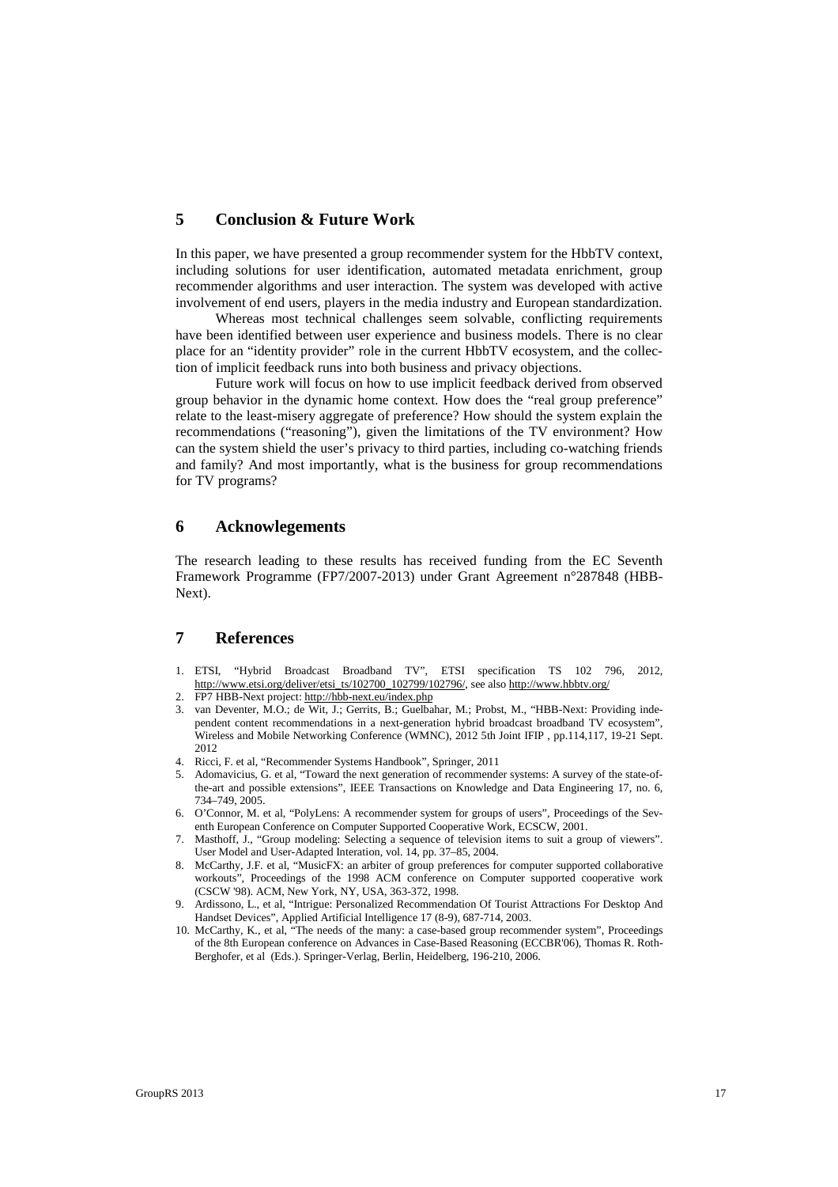## 5 Conclusion & Future Work

In this paper, we have presented a group recommender system for the HbbTV context, including solutions for user identification, automated metadata enrichment, group recommender algorithms and user interaction. The system was developed with active involvement of end users, players in the media industry and European standardization.

Whereas most technical challenges seem solvable, conflicting requirements have been identified between user experience and business models. There is no clear place for an "identity provider" role in the current HbbTV ecosystem, and the collection of implicit feedback runs into both business and privacy objections.

Future work will focus on how to use implicit feedback derived from observed group behavior in the dynamic home context. How does the "real group preference" relate to the least-misery aggregate of preference? How should the system explain the recommendations ("reasoning"), given the limitations of the TV environment? How can the system shield the user's privacy to third parties, including co-watching friends and family? And most importantly, what is the business for group recommendations for TV programs?

## 6 Acknowlegements

The research leading to these results has received funding from the EC Seventh Framework Programme (FP7/2007-2013) under Grant Agreement n°287848 (HBB-Next).

## 7 References

1. ETSI, "Hybrid Broadcast Broadband TV", ETSI specification TS 102 796, 2012, http://www.etsi.org/deliver/etsi_ts/102700_102799/102796/, see also http://www.hbbtv.org/
2. FP7 HBB-Next project: http://hbb-next.eu/index.php
3. van Deventer, M.O.; de Wit, J.; Gerrits, B.; Guelbahar, M.; Probst, M., "HBB-Next: Providing independent content recommendations in a next-generation hybrid broadcast broadband TV ecosystem", Wireless and Mobile Networking Conference (WMNC), 2012 5th Joint IFIP , pp.114,117, 19-21 Sept. 2012
4. Ricci, F. et al, "Recommender Systems Handbook", Springer, 2011
5. Adomavicius, G. et al, "Toward the next generation of recommender systems: A survey of the state-of-the-art and possible extensions", IEEE Transactions on Knowledge and Data Engineering 17, no. 6, 734–749, 2005.
6. O'Connor, M. et al, "PolyLens: A recommender system for groups of users", Proceedings of the Seventh European Conference on Computer Supported Cooperative Work, ECSCW, 2001.
7. Masthoff, J., "Group modeling: Selecting a sequence of television items to suit a group of viewers". User Model and User-Adapted Interation, vol. 14, pp. 37–85, 2004.
8. McCarthy, J.F. et al, "MusicFX: an arbiter of group preferences for computer supported collaborative workouts", Proceedings of the 1998 ACM conference on Computer supported cooperative work (CSCW '98). ACM, New York, NY, USA, 363-372, 1998.
9. Ardissono, L., et al, "Intrigue: Personalized Recommendation Of Tourist Attractions For Desktop And Handset Devices", Applied Artificial Intelligence 17 (8-9), 687-714, 2003.
10. McCarthy, K., et al, "The needs of the many: a case-based group recommender system", Proceedings of the 8th European conference on Advances in Case-Based Reasoning (ECCBR'06), Thomas R. Roth-Berghofer, et al (Eds.). Springer-Verlag, Berlin, Heidelberg, 196-210, 2006.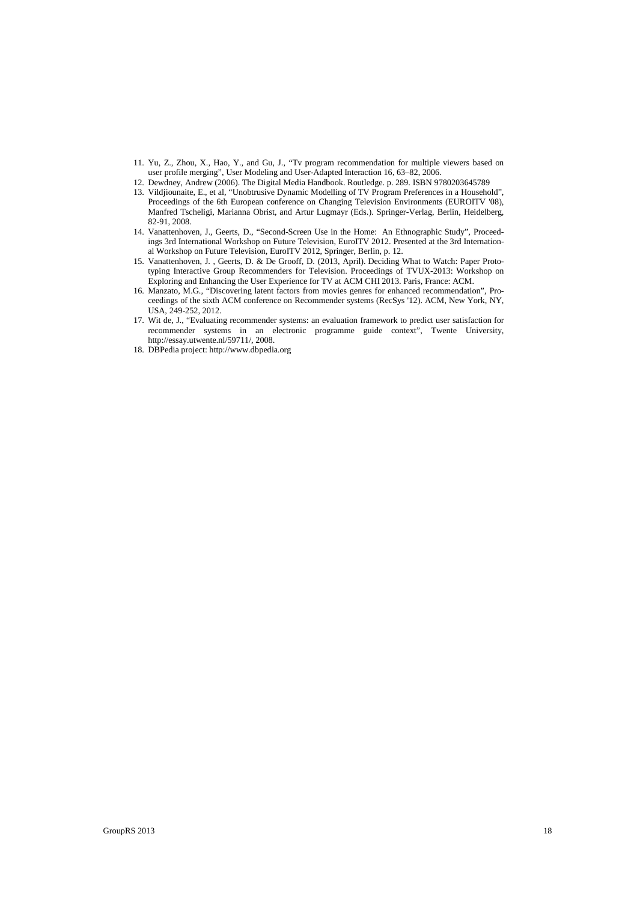11. Yu, Z., Zhou, X., Hao, Y., and Gu, J., "Tv program recommendation for multiple viewers based on user profile merging", User Modeling and User-Adapted Interaction 16, 63–82, 2006.
12. Dewdney, Andrew (2006). The Digital Media Handbook. Routledge. p. 289. ISBN 9780203645789
13. Vildjiounaite, E., et al, "Unobtrusive Dynamic Modelling of TV Program Preferences in a Household", Proceedings of the 6th European conference on Changing Television Environments (EUROITV '08), Manfred Tscheligi, Marianna Obrist, and Artur Lugmayr (Eds.). Springer-Verlag, Berlin, Heidelberg, 82-91, 2008.
14. Vanattenhoven, J., Geerts, D., "Second-Screen Use in the Home: An Ethnographic Study", Proceedings 3rd International Workshop on Future Television, EuroITV 2012. Presented at the 3rd International Workshop on Future Television, EuroITV 2012, Springer, Berlin, p. 12.
15. Vanattenhoven, J. , Geerts, D. & De Grooff, D. (2013, April). Deciding What to Watch: Paper Prototyping Interactive Group Recommenders for Television. Proceedings of TVUX-2013: Workshop on Exploring and Enhancing the User Experience for TV at ACM CHI 2013. Paris, France: ACM.
16. Manzato, M.G., "Discovering latent factors from movies genres for enhanced recommendation", Proceedings of the sixth ACM conference on Recommender systems (RecSys '12). ACM, New York, NY, USA, 249-252, 2012.
17. Wit de, J., "Evaluating recommender systems: an evaluation framework to predict user satisfaction for recommender systems in an electronic programme guide context", Twente University, http://essay.utwente.nl/59711/, 2008.
18. DBPedia project: http://www.dbpedia.org